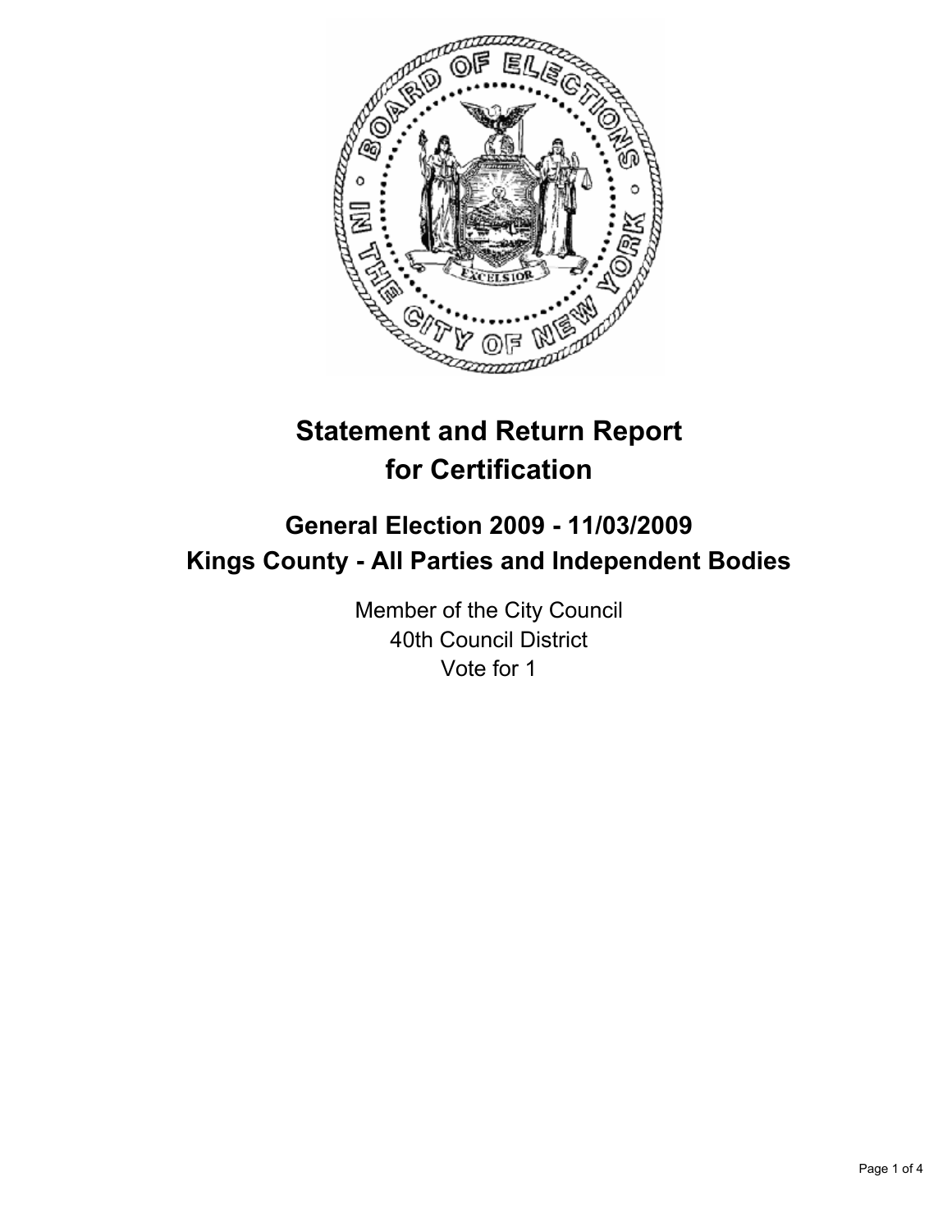# Statement and Return Report for Certification

## General Election 2009 - 11/03/2009
## Kings County - All Parties and Independent Bodies

Member of the City Council
40th Council District
Vote for 1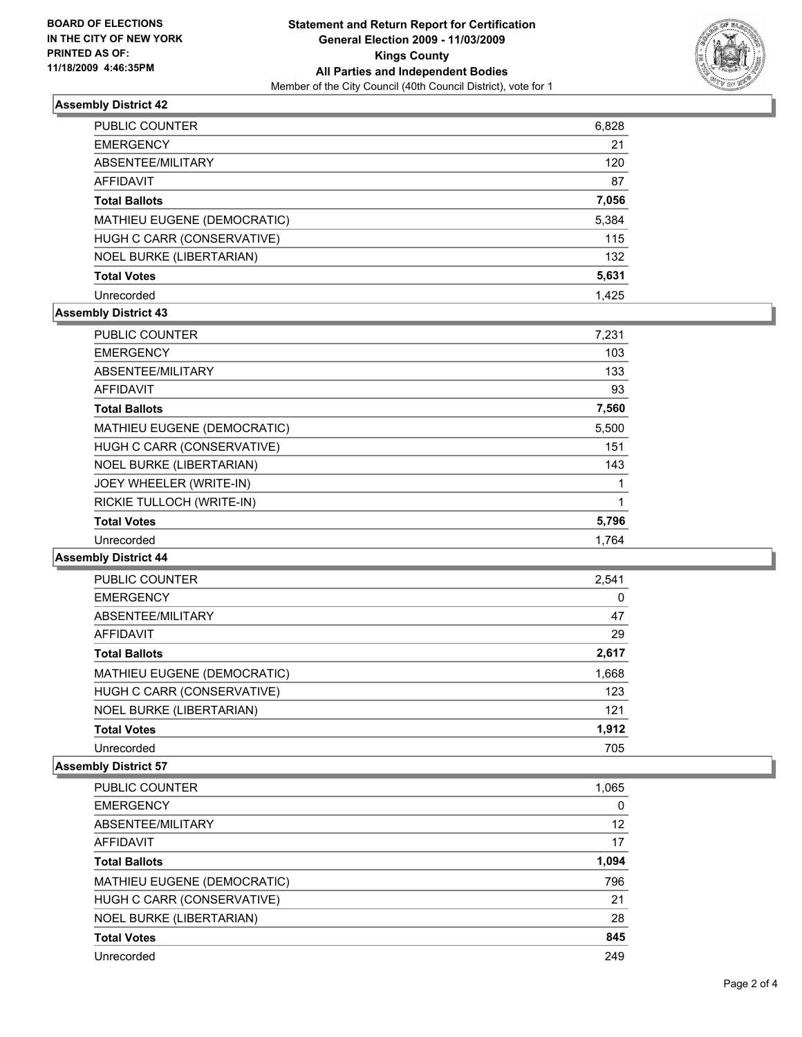**BOARD OF ELECTIONS IN THE CITY OF NEW YORK PRINTED AS OF: 11/18/2009 4:46:35PM**

**Statement and Return Report for Certification General Election 2009 - 11/03/2009 Kings County All Parties and Independent Bodies**

Member of the City Council (40th Council District), vote for 1

### Assembly District 42

| | |
|---|---|
| PUBLIC COUNTER | 6,828 |
| EMERGENCY | 21 |
| ABSENTEE/MILITARY | 120 |
| AFFIDAVIT | 87 |
| **Total Ballots** | **7,056** |
| MATHIEU EUGENE (DEMOCRATIC) | 5,384 |
| HUGH C CARR (CONSERVATIVE) | 115 |
| NOEL BURKE (LIBERTARIAN) | 132 |
| **Total Votes** | **5,631** |
| Unrecorded | 1,425 |

### Assembly District 43

| | |
|---|---|
| PUBLIC COUNTER | 7,231 |
| EMERGENCY | 103 |
| ABSENTEE/MILITARY | 133 |
| AFFIDAVIT | 93 |
| **Total Ballots** | **7,560** |
| MATHIEU EUGENE (DEMOCRATIC) | 5,500 |
| HUGH C CARR (CONSERVATIVE) | 151 |
| NOEL BURKE (LIBERTARIAN) | 143 |
| JOEY WHEELER (WRITE-IN) | 1 |
| RICKIE TULLOCH (WRITE-IN) | 1 |
| **Total Votes** | **5,796** |
| Unrecorded | 1,764 |

### Assembly District 44

| | |
|---|---|
| PUBLIC COUNTER | 2,541 |
| EMERGENCY | 0 |
| ABSENTEE/MILITARY | 47 |
| AFFIDAVIT | 29 |
| **Total Ballots** | **2,617** |
| MATHIEU EUGENE (DEMOCRATIC) | 1,668 |
| HUGH C CARR (CONSERVATIVE) | 123 |
| NOEL BURKE (LIBERTARIAN) | 121 |
| **Total Votes** | **1,912** |
| Unrecorded | 705 |

### Assembly District 57

| | |
|---|---|
| PUBLIC COUNTER | 1,065 |
| EMERGENCY | 0 |
| ABSENTEE/MILITARY | 12 |
| AFFIDAVIT | 17 |
| **Total Ballots** | **1,094** |
| MATHIEU EUGENE (DEMOCRATIC) | 796 |
| HUGH C CARR (CONSERVATIVE) | 21 |
| NOEL BURKE (LIBERTARIAN) | 28 |
| **Total Votes** | **845** |
| Unrecorded | 249 |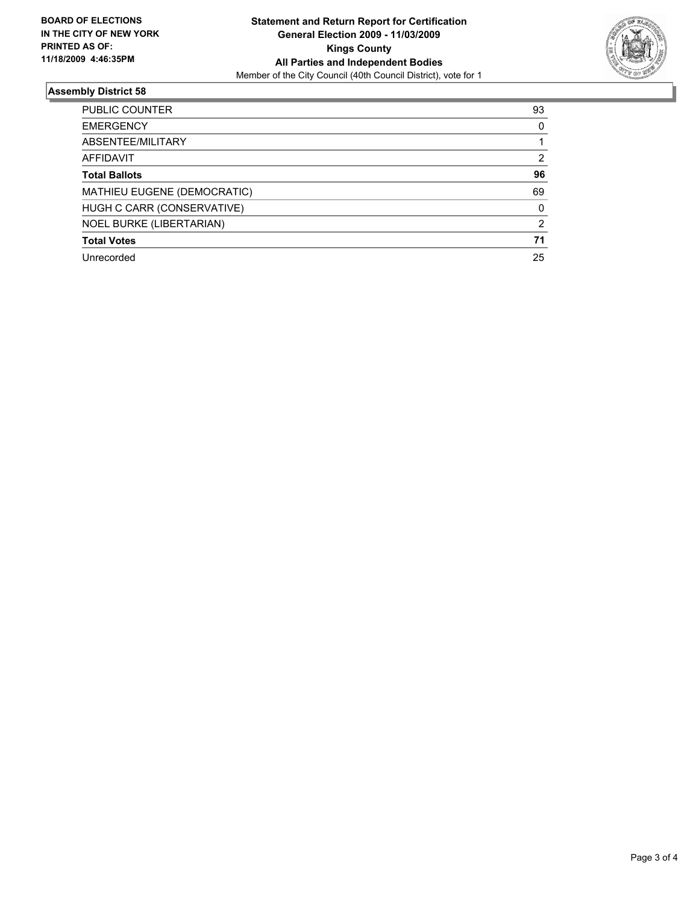**BOARD OF ELECTIONS IN THE CITY OF NEW YORK PRINTED AS OF: 11/18/2009 4:46:35PM**

**Statement and Return Report for Certification**
**General Election 2009 - 11/03/2009**
**Kings County**
**All Parties and Independent Bodies**
Member of the City Council (40th Council District), vote for 1

## Assembly District 58

| | |
|---|---|
| PUBLIC COUNTER | 93 |
| EMERGENCY | 0 |
| ABSENTEE/MILITARY | 1 |
| AFFIDAVIT | 2 |
| **Total Ballots** | **96** |
| MATHIEU EUGENE (DEMOCRATIC) | 69 |
| HUGH C CARR (CONSERVATIVE) | 0 |
| NOEL BURKE (LIBERTARIAN) | 2 |
| **Total Votes** | **71** |
| Unrecorded | 25 |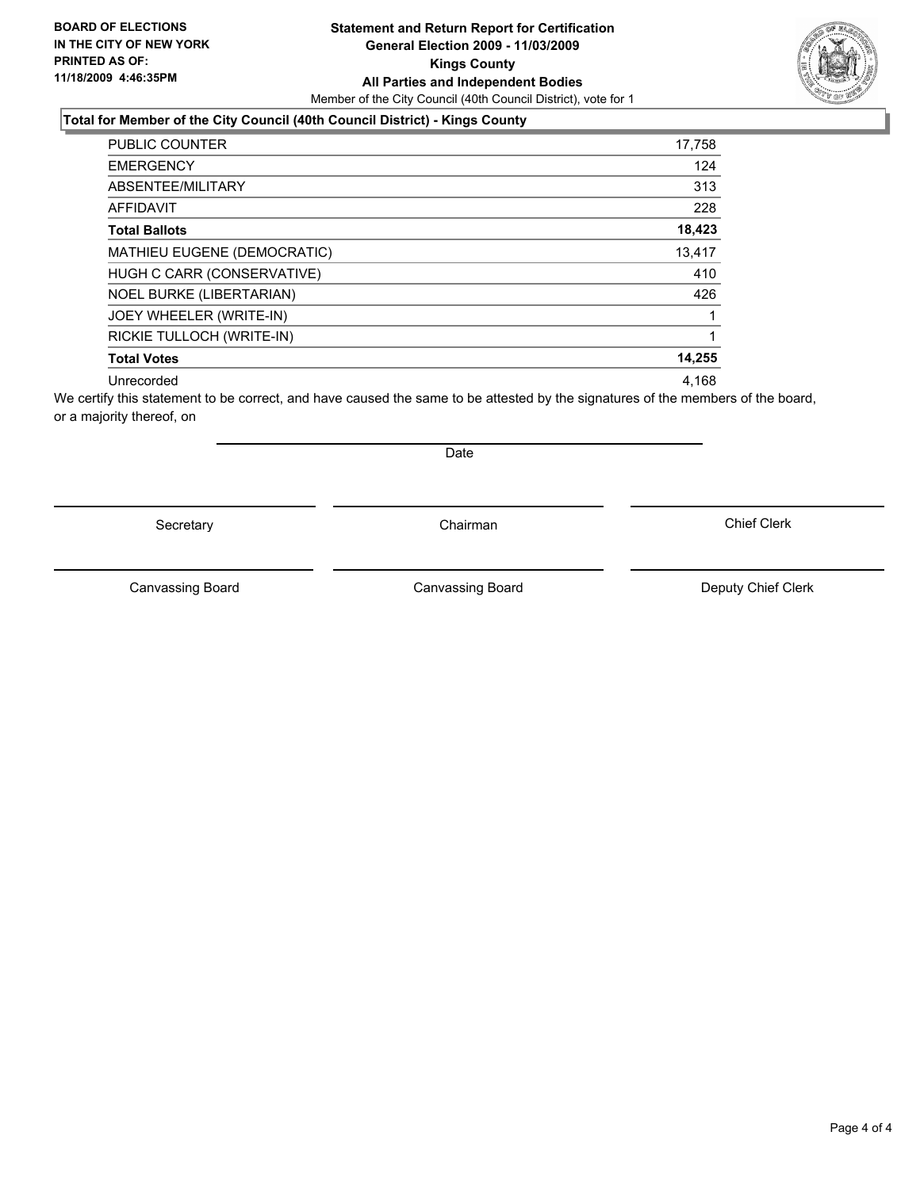**BOARD OF ELECTIONS IN THE CITY OF NEW YORK PRINTED AS OF: 11/18/2009 4:46:35PM**

**Statement and Return Report for Certification**
**General Election 2009 - 11/03/2009**
**Kings County**
**All Parties and Independent Bodies**
Member of the City Council (40th Council District), vote for 1

### Total for Member of the City Council (40th Council District) - Kings County

| | |
|---|---|
| PUBLIC COUNTER | 17,758 |
| EMERGENCY | 124 |
| ABSENTEE/MILITARY | 313 |
| AFFIDAVIT | 228 |
| **Total Ballots** | **18,423** |
| MATHIEU EUGENE (DEMOCRATIC) | 13,417 |
| HUGH C CARR (CONSERVATIVE) | 410 |
| NOEL BURKE (LIBERTARIAN) | 426 |
| JOEY WHEELER (WRITE-IN) | 1 |
| RICKIE TULLOCH (WRITE-IN) | 1 |
| **Total Votes** | **14,255** |
| Unrecorded | 4,168 |

We certify this statement to be correct, and have caused the same to be attested by the signatures of the members of the board, or a majority thereof, on

Date

Secretary

Chairman

Chief Clerk

Canvassing Board

Canvassing Board

Deputy Chief Clerk